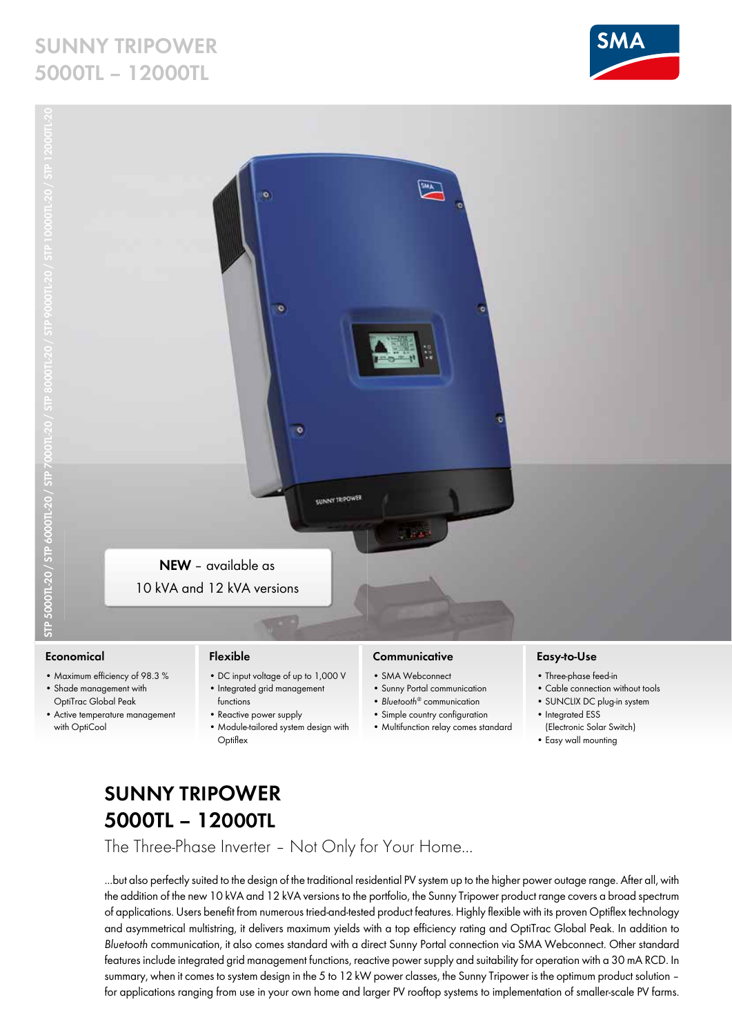# SUNNY TRIPOWER 5000TL – 12000TL

STP 5000TL-20 / STP 6000TL-20 / STP 7000TL-20 / STP 8000TL-20 / STP 9000TL-20 / STP 10000TL-20 / STP 12000TL-20

**NEW** – available as 10 kVA and 12 kVA versions

### Economical

- Maximum efficiency of 98.3 %
- Shade management with OptiTrac Global Peak
- Active temperature management with OptiCool

### Flexible

- DC input voltage of up to 1,000 V
- Integrated grid management functions
- Reactive power supply
- Module-tailored system design with Optiflex

### Communicative

- SMA Webconnect
- Sunny Portal communication
- *Bluetooth*® communication
- Simple country configuration
- Multifunction relay comes standard

### Easy-to-Use

- Three-phase feed-in
- Cable connection without tools
- SUNCLIX DC plug-in system
- Integrated ESS (Electronic Solar Switch)
- Easy wall mounting

## SUNNY TRIPOWER 5000TL – 12000TL

The Three-Phase Inverter – Not Only for Your Home...

...but also perfectly suited to the design of the traditional residential PV system up to the higher power outage range. After all, with the addition of the new 10 kVA and 12 kVA versions to the portfolio, the Sunny Tripower product range covers a broad spectrum of applications. Users benefit from numerous tried-and-tested product features. Highly flexible with its proven Optiflex technology and asymmetrical multistring, it delivers maximum yields with a top efficiency rating and OptiTrac Global Peak. In addition to *Bluetooth* communication, it also comes standard with a direct Sunny Portal connection via SMA Webconnect. Other standard features include integrated grid management functions, reactive power supply and suitability for operation with a 30 mA RCD. In summary, when it comes to system design in the 5 to 12 kW power classes, the Sunny Tripower is the optimum product solution – for applications ranging from use in your own home and larger PV rooftop systems to implementation of smaller-scale PV farms.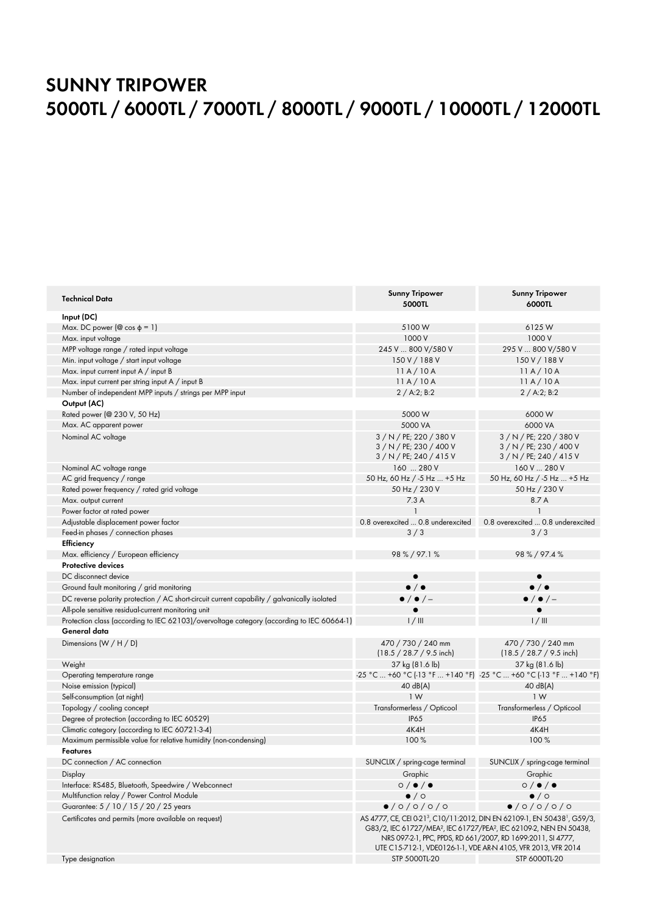# SUNNY TRIPOWER
# 5000TL / 6000TL / 7000TL / 8000TL / 9000TL / 10000TL / 12000TL

| **Technical Data** | **Sunny Tripower 5000TL** | **Sunny Tripower 6000TL** |
|---|---|---|
| **Input (DC)** | | |
| Max. DC power (@ cos ϕ = 1) | 5100 W | 6125 W |
| Max. input voltage | 1000 V | 1000 V |
| MPP voltage range / rated input voltage | 245 V ... 800 V/580 V | 295 V ... 800 V/580 V |
| Min. input voltage / start input voltage | 150 V / 188 V | 150 V / 188 V |
| Max. input current input A / input B | 11 A / 10 A | 11 A / 10 A |
| Max. input current per string input A / input B | 11 A / 10 A | 11 A / 10 A |
| Number of independent MPP inputs / strings per MPP input | 2 / A:2; B:2 | 2 / A:2; B:2 |
| **Output (AC)** | | |
| Rated power (@ 230 V, 50 Hz) | 5000 W | 6000 W |
| Max. AC apparent power | 5000 VA | 6000 VA |
| Nominal AC voltage | 3 / N / PE; 220 / 380 V<br>3 / N / PE; 230 / 400 V<br>3 / N / PE; 240 / 415 V | 3 / N / PE; 220 / 380 V<br>3 / N / PE; 230 / 400 V<br>3 / N / PE; 240 / 415 V |
| Nominal AC voltage range | 160 ... 280 V | 160 V ... 280 V |
| AC grid frequency / range | 50 Hz, 60 Hz / -5 Hz ... +5 Hz | 50 Hz, 60 Hz / -5 Hz ... +5 Hz |
| Rated power frequency / rated grid voltage | 50 Hz / 230 V | 50 Hz / 230 V |
| Max. output current | 7.3 A | 8.7 A |
| Power factor at rated power | 1 | 1 |
| Adjustable displacement power factor | 0.8 overexcited ... 0.8 underexcited | 0.8 overexcited ... 0.8 underexcited |
| Feed-in phases / connection phases | 3 / 3 | 3 / 3 |
| **Efficiency** | | |
| Max. efficiency / European efficiency | 98 % / 97.1 % | 98 % / 97.4 % |
| **Protective devices** | | |
| DC disconnect device | ● | ● |
| Ground fault monitoring / grid monitoring | ● / ● | ● / ● |
| DC reverse polarity protection / AC short-circuit current capability / galvanically isolated | ● / ● / – | ● / ● / – |
| All-pole sensitive residual-current monitoring unit | ● | ● |
| Protection class (according to IEC 62103)/overvoltage category (according to IEC 60664-1) | I / III | I / III |
| **General data** | | |
| Dimensions (W / H / D) | 470 / 730 / 240 mm<br>(18.5 / 28.7 / 9.5 inch) | 470 / 730 / 240 mm<br>(18.5 / 28.7 / 9.5 inch) |
| Weight | 37 kg (81.6 lb) | 37 kg (81.6 lb) |
| Operating temperature range | -25 °C ... +60 °C (-13 °F ... +140 °F) | -25 °C ... +60 °C (-13 °F ... +140 °F) |
| Noise emission (typical) | 40 dB(A) | 40 dB(A) |
| Self-consumption (at night) | 1 W | 1 W |
| Topology / cooling concept | Transformerless / Opticool | Transformerless / Opticool |
| Degree of protection (according to IEC 60529) | IP65 | IP65 |
| Climatic category (according to IEC 60721-3-4) | 4K4H | 4K4H |
| Maximum permissible value for relative humidity (non-condensing) | 100 % | 100 % |
| **Features** | | |
| DC connection / AC connection | SUNCLIX / spring-cage terminal | SUNCLIX / spring-cage terminal |
| Display | Graphic | Graphic |
| Interface: RS485, Bluetooth, Speedwire / Webconnect | ○ / ● / ● | ○ / ● / ● |
| Multifunction relay / Power Control Module | ● / ○ | ● / ○ |
| Guarantee: 5 / 10 / 15 / 20 / 25 years | ● / ○ / ○ / ○ / ○ | ● / ○ / ○ / ○ / ○ |
| Certificates and permits (more available on request) | AS 4777, CE, CEI 0-21[3], C10/11:2012, DIN EN 62109-1, EN 50438[1], G59/3, G83/2, IEC 61727/MEA[2], IEC 61727/PEA[2], IEC 62109-2, NEN EN 50438, NRS 097-2-1, PPC, PPDS, RD 661/2007, RD 1699:2011, SI 4777, UTE C15-712-1, VDE0126-1-1, VDE AR-N 4105, VFR 2013, VFR 2014 | |
| Type designation | STP 5000TL-20 | STP 6000TL-20 |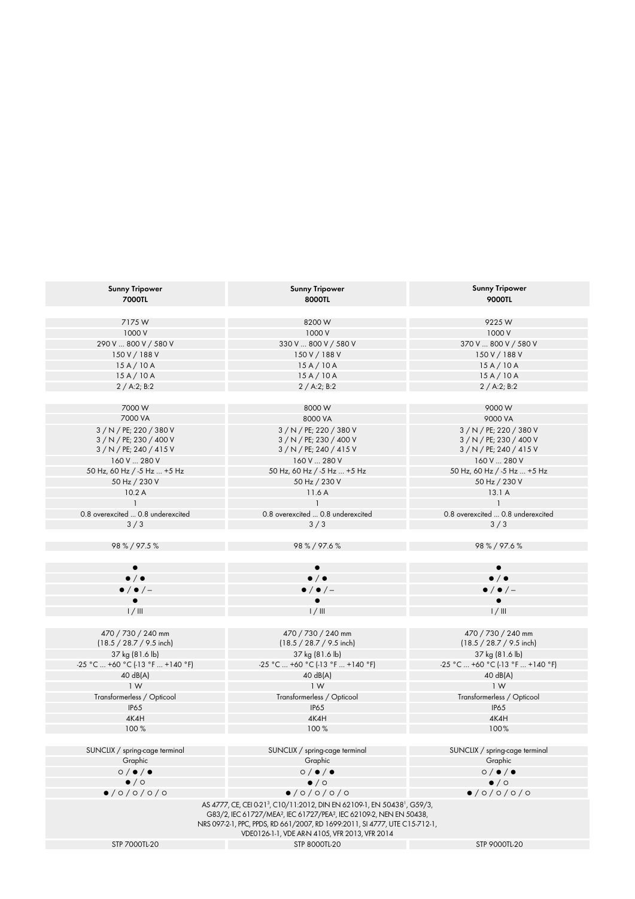| Sunny Tripower 7000TL | Sunny Tripower 8000TL | Sunny Tripower 9000TL |
|---|---|---|
| | | |
| 7175 W | 8200 W | 9225 W |
| 1000 V | 1000 V | 1000 V |
| 290 V ... 800 V / 580 V | 330 V ... 800 V / 580 V | 370 V ... 800 V / 580 V |
| 150 V / 188 V | 150 V / 188 V | 150 V / 188 V |
| 15 A / 10 A | 15 A / 10 A | 15 A / 10 A |
| 15 A / 10 A | 15 A / 10 A | 15 A / 10 A |
| 2 / A:2; B:2 | 2 / A:2; B:2 | 2 / A:2; B:2 |
| | | |
| 7000 W | 8000 W | 9000 W |
| 7000 VA | 8000 VA | 9000 VA |
| 3 / N / PE; 220 / 380 V<br>3 / N / PE; 230 / 400 V<br>3 / N / PE; 240 / 415 V | 3 / N / PE; 220 / 380 V<br>3 / N / PE; 230 / 400 V<br>3 / N / PE; 240 / 415 V | 3 / N / PE; 220 / 380 V<br>3 / N / PE; 230 / 400 V<br>3 / N / PE; 240 / 415 V |
| 160 V ... 280 V | 160 V ... 280 V | 160 V ... 280 V |
| 50 Hz, 60 Hz / -5 Hz ... +5 Hz | 50 Hz, 60 Hz / -5 Hz ... +5 Hz | 50 Hz, 60 Hz / -5 Hz ... +5 Hz |
| 50 Hz / 230 V | 50 Hz / 230 V | 50 Hz / 230 V |
| 10.2 A | 11.6 A | 13.1 A |
| 1 | 1 | 1 |
| 0.8 overexcited ... 0.8 underexcited | 0.8 overexcited ... 0.8 underexcited | 0.8 overexcited ... 0.8 underexcited |
| 3 / 3 | 3 / 3 | 3 / 3 |
| | | |
| 98 % / 97.5 % | 98 % / 97.6 % | 98 % / 97.6 % |
| | | |
| ● | ● | ● |
| ● / ● | ● / ● | ● / ● |
| ● / ● / – | ● / ● / – | ● / ● / – |
| ● | ● | ● |
| I / III | I / III | I / III |
| | | |
| 470 / 730 / 240 mm<br>(18.5 / 28.7 / 9.5 inch) | 470 / 730 / 240 mm<br>(18.5 / 28.7 / 9.5 inch) | 470 / 730 / 240 mm<br>(18.5 / 28.7 / 9.5 inch) |
| 37 kg (81.6 lb) | 37 kg (81.6 lb) | 37 kg (81.6 lb) |
| -25 °C ... +60 °C (-13 °F ... +140 °F) | -25 °C ... +60 °C (-13 °F ... +140 °F) | -25 °C ... +60 °C (-13 °F ... +140 °F) |
| 40 dB(A) | 40 dB(A) | 40 dB(A) |
| 1 W | 1 W | 1 W |
| Transformerless / Opticool | Transformerless / Opticool | Transformerless / Opticool |
| IP65 | IP65 | IP65 |
| 4K4H | 4K4H | 4K4H |
| 100 % | 100 % | 100% |
| | | |
| SUNCLIX / spring-cage terminal | SUNCLIX / spring-cage terminal | SUNCLIX / spring-cage terminal |
| Graphic | Graphic | Graphic |
| ○ / ● / ● | ○ / ● / ● | ○ / ● / ● |
| ● / ○ | ● / ○ | ● / ○ |
| ● / ○ / ○ / ○ / ○ | ● / ○ / ○ / ○ / ○ | ● / ○ / ○ / ○ / ○ |
| AS 4777, CE, CEI 0-21[3], C10/11:2012, DIN EN 62109-1, EN 50438[1], G59/3, G83/2, IEC 61727/MEA[2], IEC 61727/PEA[2], IEC 62109-2, NEN EN 50438, NRS 097-2-1, PPC, PPDS, RD 661/2007, RD 1699:2011, SI 4777, UTE C15-712-1, VDE0126-1-1, VDE AR-N 4105, VFR 2013, VFR 2014 | | |
| STP 7000TL-20 | STP 8000TL-20 | STP 9000TL-20 |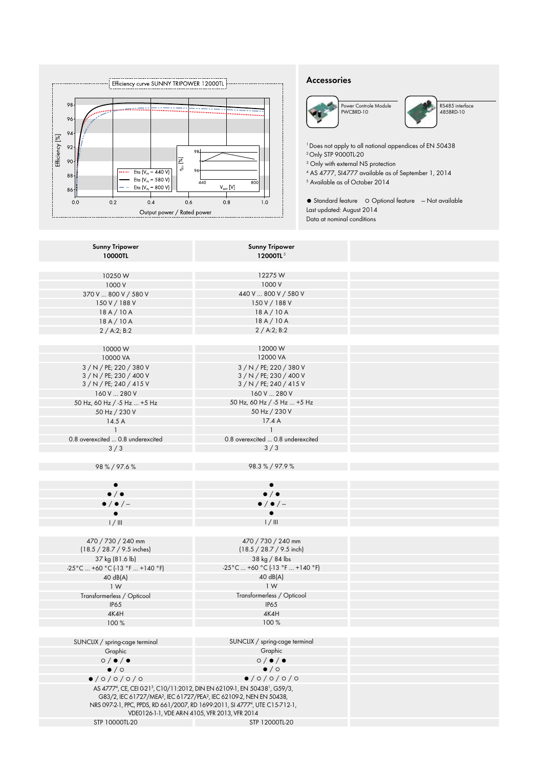Efficiency curve SUNNY TRIPOWER 12000TL

Efficiency [%] vs. Output power / Rated power

Eta [$V_{PV}$ = 440 V]
Eta [$V_{PV}$ = 580 V]
Eta [$V_{PV}$ = 800 V]

$\eta_{EU}$ [%] vs. $V_{MPP}$ [V]

## Accessories

Power Controle Module PWCBRD-10

RS485 interface 485BRD-10

[1] Does not apply to all national appendices of EN 50438
[2] Only STP 9000TL-20
[3] Only with external NS protection
[4] AS 4777, SI4777 available as of September 1, 2014
[5] Available as of October 2014

● Standard feature ○ Optional feature — Not available
Last updated: August 2014
Data at nominal conditions

| Sunny Tripower 10000TL | Sunny Tripower 12000TL[5] |
|---|---|
| 10250 W | 12275 W |
| 1000 V | 1000 V |
| 370 V ... 800 V / 580 V | 440 V ... 800 V / 580 V |
| 150 V / 188 V | 150 V / 188 V |
| 18 A / 10 A | 18 A / 10 A |
| 18 A / 10 A | 18 A / 10 A |
| 2 / A:2; B:2 | 2 / A:2; B:2 |
| 10000 W | 12000 W |
| 10000 VA | 12000 VA |
| 3 / N / PE; 220 / 380 V<br>3 / N / PE; 230 / 400 V<br>3 / N / PE; 240 / 415 V | 3 / N / PE; 220 / 380 V<br>3 / N / PE; 230 / 400 V<br>3 / N / PE; 240 / 415 V |
| 160 V ... 280 V | 160 V ... 280 V |
| 50 Hz, 60 Hz / -5 Hz ... +5 Hz | 50 Hz, 60 Hz / -5 Hz ... +5 Hz |
| 50 Hz / 230 V | 50 Hz / 230 V |
| 14.5 A | 17.4 A |
| 1 | 1 |
| 0.8 overexcited ... 0.8 underexcited | 0.8 overexcited ... 0.8 underexcited |
| 3 / 3 | 3 / 3 |
| 98 % / 97.6 % | 98.3 % / 97.9 % |
| ● | ● |
| ● / ● | ● / ● |
| ● / ● / – | ● / ● / – |
| ● | ● |
| I / III | I / III |
| 470 / 730 / 240 mm<br>(18.5 / 28.7 / 9.5 inches) | 470 / 730 / 240 mm<br>(18.5 / 28.7 / 9.5 inch) |
| 37 kg (81.6 lb) | 38 kg / 84 lbs |
| -25°C ... +60 °C (-13 °F ... +140 °F) | -25°C ... +60 °C (-13 °F ... +140 °F) |
| 40 dB(A) | 40 dB(A) |
| 1 W | 1 W |
| Transformerless / Opticool | Transformerless / Opticool |
| IP65 | IP65 |
| 4K4H | 4K4H |
| 100 % | 100 % |
| SUNCLIX / spring-cage terminal | SUNCLIX / spring-cage terminal |
| Graphic | Graphic |
| ○ / ● / ● | ○ / ● / ● |
| ● / ○ | ● / ○ |
| ● / ○ / ○ / ○ / ○ | ● / ○ / ○ / ○ / ○ |
| AS 4777[4], CE, CEI 0-21[3], C10/11:2012, DIN EN 62109-1, EN 50438[1], G59/3, G83/2, IEC 61727/MEA[2], IEC 61727/PEA[2], IEC 62109-2, NEN EN 50438, NRS 097-2-1, PPC, PPDS, RD 661/2007, RD 1699:2011, SI 4777[4], UTE C15-712-1, VDE0126-1-1, VDE AR-N 4105, VFR 2013, VFR 2014 | |
| STP 10000TL-20 | STP 12000TL-20 |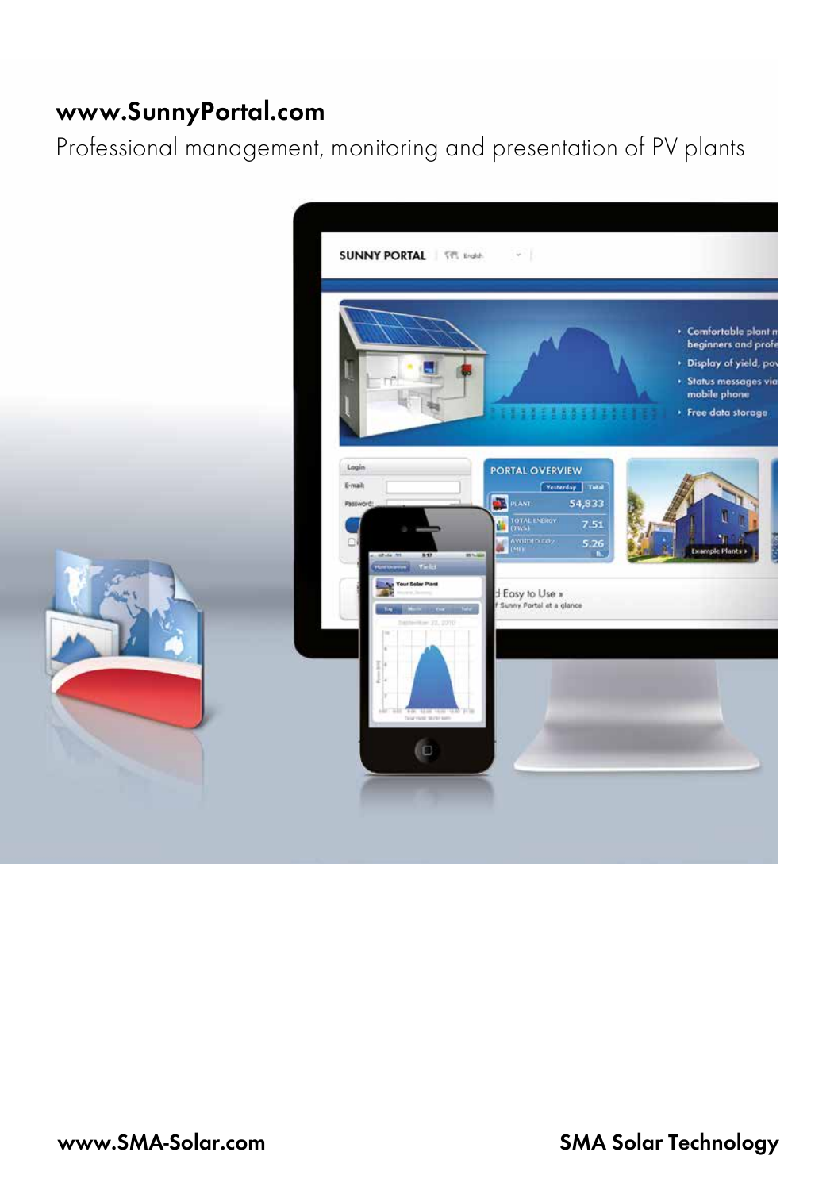## www.SunnyPortal.com

Professional management, monitoring and presentation of PV plants

www.SMA-Solar.com

**SMA Solar Technology**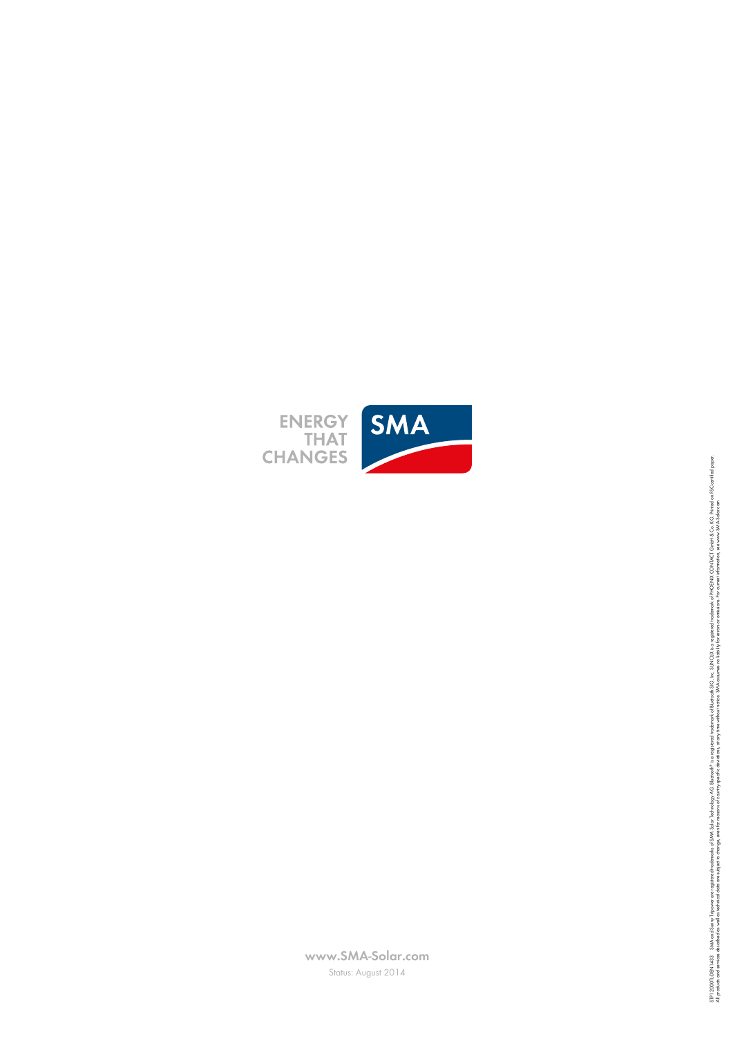ENERGY
THAT
CHANGES

SMA

**www.SMA-Solar.com**

Status: August 2014

STP12000TL-DEN1433 SMA and Sunny Tripower are registered trademarks of SMA Solar Technology AG. Bluetooth® is a registered trademark of Bluetooth SIG, Inc. SUNCLIX is a registered trademark of PHOENIX CONTACT GmbH & Co. KG. Printed on FSC-certified paper. All products and services described as well as technical data are subject to change, even for reasons of country-specific deviations, at any time without notice. SMA assumes no liability for errors or omissions. For current information, see www.SMA-Solar.com